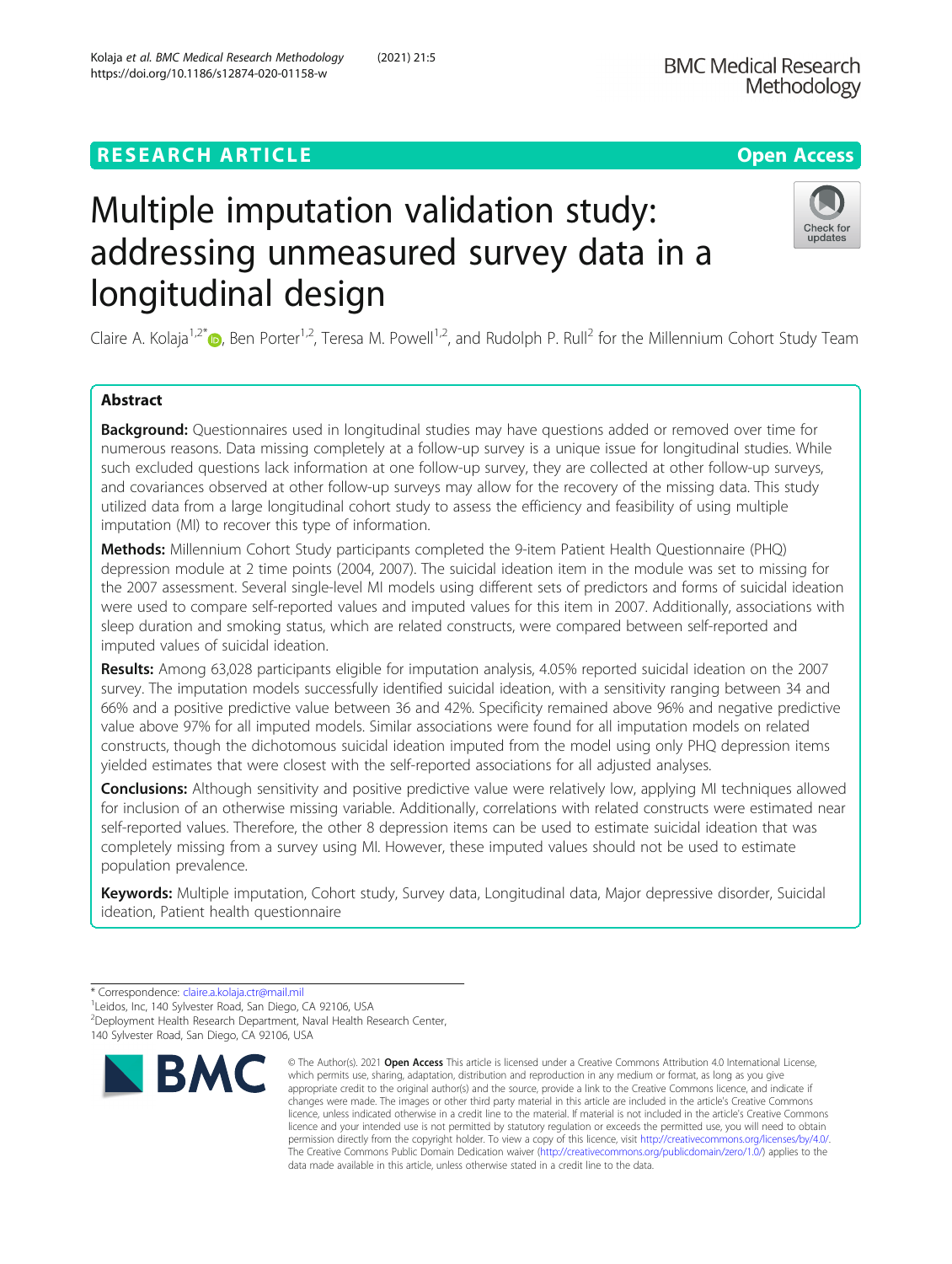RESEARCH ARTICLE

Open Access

# Multiple imputation validation study: addressing unmeasured survey data in a longitudinal design

Claire A. Kolaja[1,2*], Ben Porter[1,2], Teresa M. Powell[1,2], and Rudolph P. Rull[2] for the Millennium Cohort Study Team

## Abstract

**Background:** Questionnaires used in longitudinal studies may have questions added or removed over time for numerous reasons. Data missing completely at a follow-up survey is a unique issue for longitudinal studies. While such excluded questions lack information at one follow-up survey, they are collected at other follow-up surveys, and covariances observed at other follow-up surveys may allow for the recovery of the missing data. This study utilized data from a large longitudinal cohort study to assess the efficiency and feasibility of using multiple imputation (MI) to recover this type of information.

**Methods:** Millennium Cohort Study participants completed the 9-item Patient Health Questionnaire (PHQ) depression module at 2 time points (2004, 2007). The suicidal ideation item in the module was set to missing for the 2007 assessment. Several single-level MI models using different sets of predictors and forms of suicidal ideation were used to compare self-reported values and imputed values for this item in 2007. Additionally, associations with sleep duration and smoking status, which are related constructs, were compared between self-reported and imputed values of suicidal ideation.

**Results:** Among 63,028 participants eligible for imputation analysis, 4.05% reported suicidal ideation on the 2007 survey. The imputation models successfully identified suicidal ideation, with a sensitivity ranging between 34 and 66% and a positive predictive value between 36 and 42%. Specificity remained above 96% and negative predictive value above 97% for all imputed models. Similar associations were found for all imputation models on related constructs, though the dichotomous suicidal ideation imputed from the model using only PHQ depression items yielded estimates that were closest with the self-reported associations for all adjusted analyses.

**Conclusions:** Although sensitivity and positive predictive value were relatively low, applying MI techniques allowed for inclusion of an otherwise missing variable. Additionally, correlations with related constructs were estimated near self-reported values. Therefore, the other 8 depression items can be used to estimate suicidal ideation that was completely missing from a survey using MI. However, these imputed values should not be used to estimate population prevalence.

**Keywords:** Multiple imputation, Cohort study, Survey data, Longitudinal data, Major depressive disorder, Suicidal ideation, Patient health questionnaire

\* Correspondence: claire.a.kolaja.ctr@mail.mil
[1]Leidos, Inc, 140 Sylvester Road, San Diego, CA 92106, USA
[2]Deployment Health Research Department, Naval Health Research Center, 140 Sylvester Road, San Diego, CA 92106, USA

© The Author(s). 2021 **Open Access** This article is licensed under a Creative Commons Attribution 4.0 International License, which permits use, sharing, adaptation, distribution and reproduction in any medium or format, as long as you give appropriate credit to the original author(s) and the source, provide a link to the Creative Commons licence, and indicate if changes were made. The images or other third party material in this article are included in the article's Creative Commons licence, unless indicated otherwise in a credit line to the material. If material is not included in the article's Creative Commons licence and your intended use is not permitted by statutory regulation or exceeds the permitted use, you will need to obtain permission directly from the copyright holder. To view a copy of this licence, visit http://creativecommons.org/licenses/by/4.0/. The Creative Commons Public Domain Dedication waiver (http://creativecommons.org/publicdomain/zero/1.0/) applies to the data made available in this article, unless otherwise stated in a credit line to the data.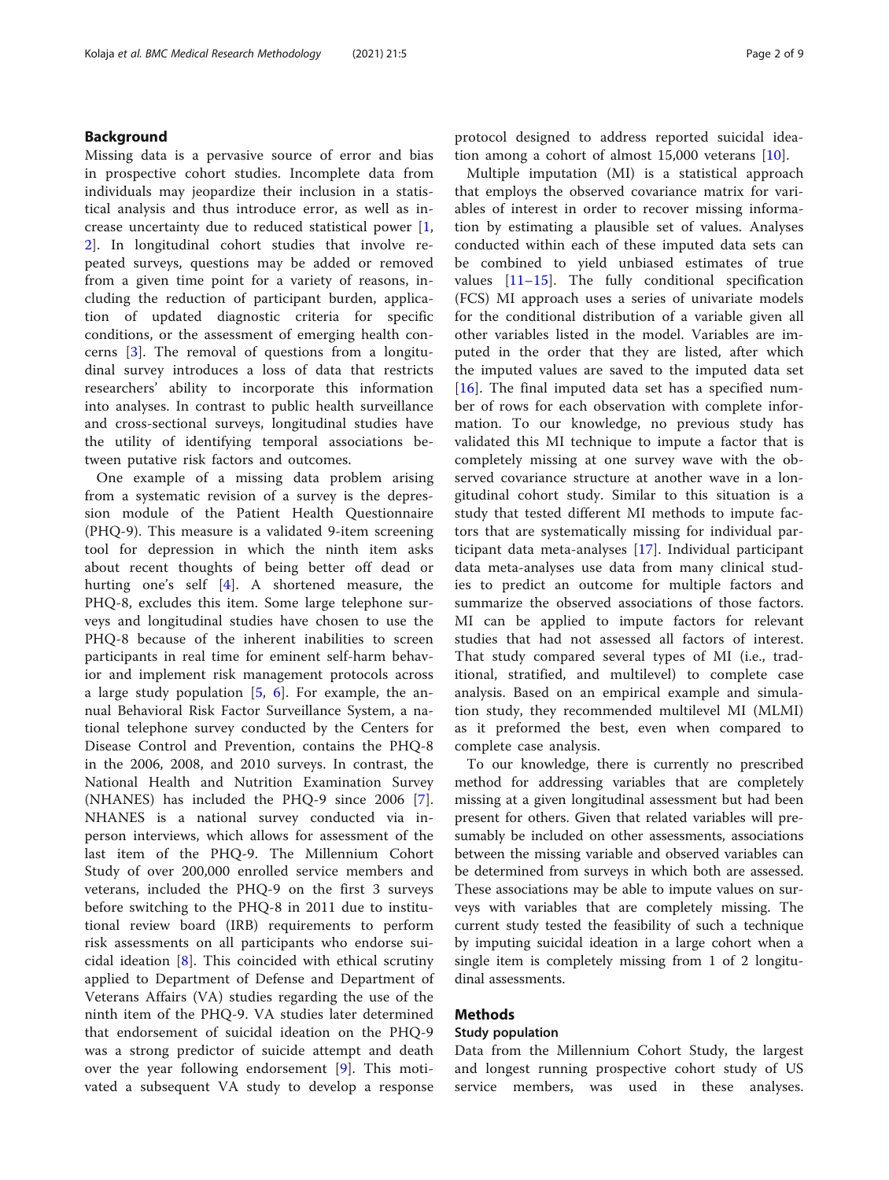## Background

Missing data is a pervasive source of error and bias in prospective cohort studies. Incomplete data from individuals may jeopardize their inclusion in a statistical analysis and thus introduce error, as well as increase uncertainty due to reduced statistical power [1, 2]. In longitudinal cohort studies that involve repeated surveys, questions may be added or removed from a given time point for a variety of reasons, including the reduction of participant burden, application of updated diagnostic criteria for specific conditions, or the assessment of emerging health concerns [3]. The removal of questions from a longitudinal survey introduces a loss of data that restricts researchers' ability to incorporate this information into analyses. In contrast to public health surveillance and cross-sectional surveys, longitudinal studies have the utility of identifying temporal associations between putative risk factors and outcomes.

One example of a missing data problem arising from a systematic revision of a survey is the depression module of the Patient Health Questionnaire (PHQ-9). This measure is a validated 9-item screening tool for depression in which the ninth item asks about recent thoughts of being better off dead or hurting one's self [4]. A shortened measure, the PHQ-8, excludes this item. Some large telephone surveys and longitudinal studies have chosen to use the PHQ-8 because of the inherent inabilities to screen participants in real time for eminent self-harm behavior and implement risk management protocols across a large study population [5, 6]. For example, the annual Behavioral Risk Factor Surveillance System, a national telephone survey conducted by the Centers for Disease Control and Prevention, contains the PHQ-8 in the 2006, 2008, and 2010 surveys. In contrast, the National Health and Nutrition Examination Survey (NHANES) has included the PHQ-9 since 2006 [7]. NHANES is a national survey conducted via in-person interviews, which allows for assessment of the last item of the PHQ-9. The Millennium Cohort Study of over 200,000 enrolled service members and veterans, included the PHQ-9 on the first 3 surveys before switching to the PHQ-8 in 2011 due to institutional review board (IRB) requirements to perform risk assessments on all participants who endorse suicidal ideation [8]. This coincided with ethical scrutiny applied to Department of Defense and Department of Veterans Affairs (VA) studies regarding the use of the ninth item of the PHQ-9. VA studies later determined that endorsement of suicidal ideation on the PHQ-9 was a strong predictor of suicide attempt and death over the year following endorsement [9]. This motivated a subsequent VA study to develop a response protocol designed to address reported suicidal ideation among a cohort of almost 15,000 veterans [10].

Multiple imputation (MI) is a statistical approach that employs the observed covariance matrix for variables of interest in order to recover missing information by estimating a plausible set of values. Analyses conducted within each of these imputed data sets can be combined to yield unbiased estimates of true values [11–15]. The fully conditional specification (FCS) MI approach uses a series of univariate models for the conditional distribution of a variable given all other variables listed in the model. Variables are imputed in the order that they are listed, after which the imputed values are saved to the imputed data set [16]. The final imputed data set has a specified number of rows for each observation with complete information. To our knowledge, no previous study has validated this MI technique to impute a factor that is completely missing at one survey wave with the observed covariance structure at another wave in a longitudinal cohort study. Similar to this situation is a study that tested different MI methods to impute factors that are systematically missing for individual participant data meta-analyses [17]. Individual participant data meta-analyses use data from many clinical studies to predict an outcome for multiple factors and summarize the observed associations of those factors. MI can be applied to impute factors for relevant studies that had not assessed all factors of interest. That study compared several types of MI (i.e., traditional, stratified, and multilevel) to complete case analysis. Based on an empirical example and simulation study, they recommended multilevel MI (MLMI) as it preformed the best, even when compared to complete case analysis.

To our knowledge, there is currently no prescribed method for addressing variables that are completely missing at a given longitudinal assessment but had been present for others. Given that related variables will presumably be included on other assessments, associations between the missing variable and observed variables can be determined from surveys in which both are assessed. These associations may be able to impute values on surveys with variables that are completely missing. The current study tested the feasibility of such a technique by imputing suicidal ideation in a large cohort when a single item is completely missing from 1 of 2 longitudinal assessments.

## Methods

### Study population

Data from the Millennium Cohort Study, the largest and longest running prospective cohort study of US service members, was used in these analyses.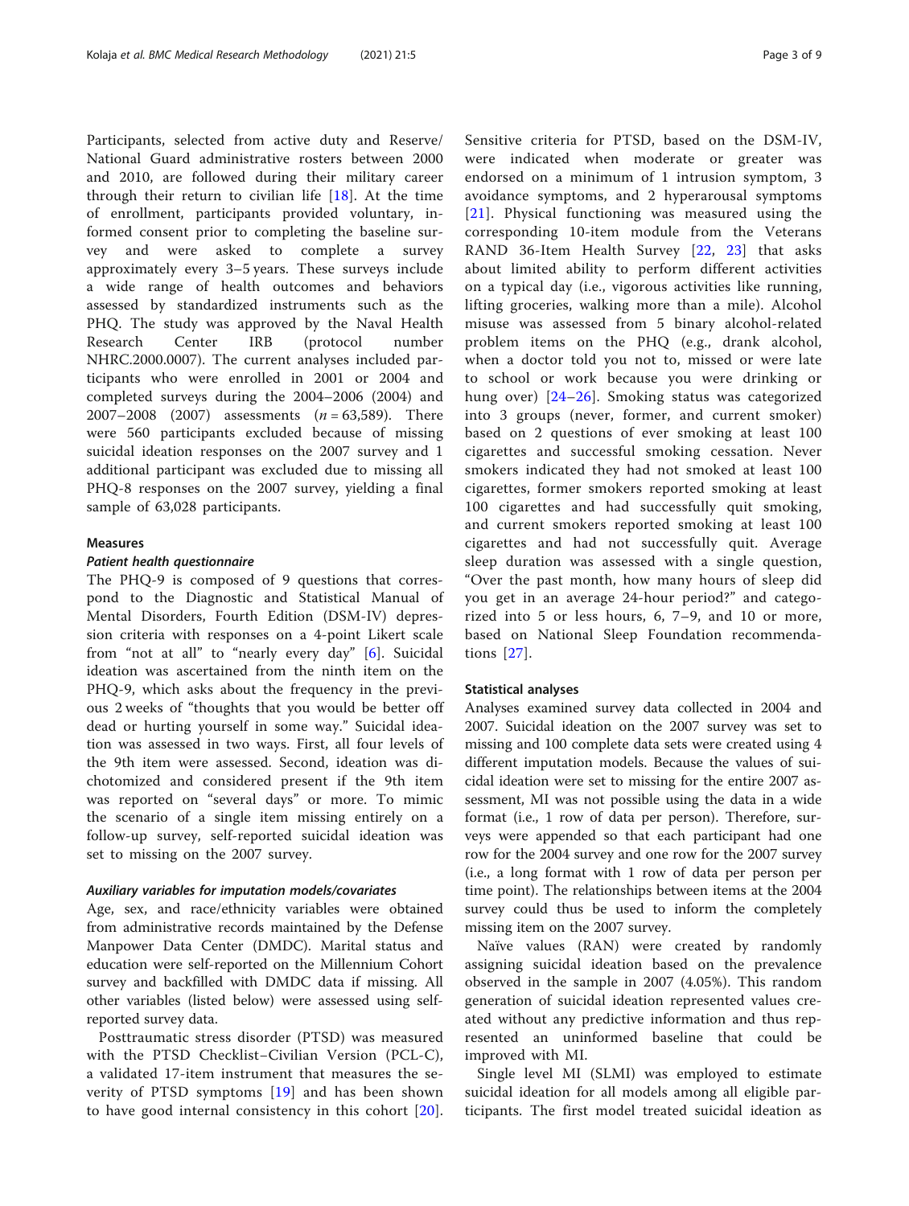Participants, selected from active duty and Reserve/ National Guard administrative rosters between 2000 and 2010, are followed during their military career through their return to civilian life [18]. At the time of enrollment, participants provided voluntary, informed consent prior to completing the baseline survey and were asked to complete a survey approximately every 3–5 years. These surveys include a wide range of health outcomes and behaviors assessed by standardized instruments such as the PHQ. The study was approved by the Naval Health Research Center IRB (protocol number NHRC.2000.0007). The current analyses included participants who were enrolled in 2001 or 2004 and completed surveys during the 2004–2006 (2004) and 2007–2008 (2007) assessments ($n = 63{,}589$). There were 560 participants excluded because of missing suicidal ideation responses on the 2007 survey and 1 additional participant was excluded due to missing all PHQ-8 responses on the 2007 survey, yielding a final sample of 63,028 participants.

### Measures

#### *Patient health questionnaire*

The PHQ-9 is composed of 9 questions that correspond to the Diagnostic and Statistical Manual of Mental Disorders, Fourth Edition (DSM-IV) depression criteria with responses on a 4-point Likert scale from "not at all" to "nearly every day" [6]. Suicidal ideation was ascertained from the ninth item on the PHQ-9, which asks about the frequency in the previous 2 weeks of "thoughts that you would be better off dead or hurting yourself in some way." Suicidal ideation was assessed in two ways. First, all four levels of the 9th item were assessed. Second, ideation was dichotomized and considered present if the 9th item was reported on "several days" or more. To mimic the scenario of a single item missing entirely on a follow-up survey, self-reported suicidal ideation was set to missing on the 2007 survey.

#### *Auxiliary variables for imputation models/covariates*

Age, sex, and race/ethnicity variables were obtained from administrative records maintained by the Defense Manpower Data Center (DMDC). Marital status and education were self-reported on the Millennium Cohort survey and backfilled with DMDC data if missing. All other variables (listed below) were assessed using self-reported survey data.

Posttraumatic stress disorder (PTSD) was measured with the PTSD Checklist–Civilian Version (PCL-C), a validated 17-item instrument that measures the severity of PTSD symptoms [19] and has been shown to have good internal consistency in this cohort [20]. Sensitive criteria for PTSD, based on the DSM-IV, were indicated when moderate or greater was endorsed on a minimum of 1 intrusion symptom, 3 avoidance symptoms, and 2 hyperarousal symptoms [21]. Physical functioning was measured using the corresponding 10-item module from the Veterans RAND 36-Item Health Survey [22, 23] that asks about limited ability to perform different activities on a typical day (i.e., vigorous activities like running, lifting groceries, walking more than a mile). Alcohol misuse was assessed from 5 binary alcohol-related problem items on the PHQ (e.g., drank alcohol, when a doctor told you not to, missed or were late to school or work because you were drinking or hung over) [24–26]. Smoking status was categorized into 3 groups (never, former, and current smoker) based on 2 questions of ever smoking at least 100 cigarettes and successful smoking cessation. Never smokers indicated they had not smoked at least 100 cigarettes, former smokers reported smoking at least 100 cigarettes and had successfully quit smoking, and current smokers reported smoking at least 100 cigarettes and had not successfully quit. Average sleep duration was assessed with a single question, "Over the past month, how many hours of sleep did you get in an average 24-hour period?" and categorized into 5 or less hours, 6, 7–9, and 10 or more, based on National Sleep Foundation recommendations [27].

### Statistical analyses

Analyses examined survey data collected in 2004 and 2007. Suicidal ideation on the 2007 survey was set to missing and 100 complete data sets were created using 4 different imputation models. Because the values of suicidal ideation were set to missing for the entire 2007 assessment, MI was not possible using the data in a wide format (i.e., 1 row of data per person). Therefore, surveys were appended so that each participant had one row for the 2004 survey and one row for the 2007 survey (i.e., a long format with 1 row of data per person per time point). The relationships between items at the 2004 survey could thus be used to inform the completely missing item on the 2007 survey.

Naïve values (RAN) were created by randomly assigning suicidal ideation based on the prevalence observed in the sample in 2007 (4.05%). This random generation of suicidal ideation represented values created without any predictive information and thus represented an uninformed baseline that could be improved with MI.

Single level MI (SLMI) was employed to estimate suicidal ideation for all models among all eligible participants. The first model treated suicidal ideation as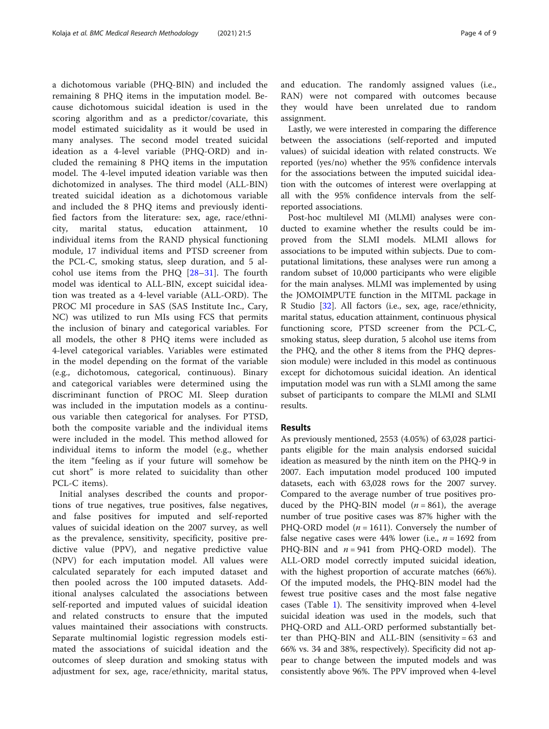a dichotomous variable (PHQ-BIN) and included the remaining 8 PHQ items in the imputation model. Because dichotomous suicidal ideation is used in the scoring algorithm and as a predictor/covariate, this model estimated suicidality as it would be used in many analyses. The second model treated suicidal ideation as a 4-level variable (PHQ-ORD) and included the remaining 8 PHQ items in the imputation model. The 4-level imputed ideation variable was then dichotomized in analyses. The third model (ALL-BIN) treated suicidal ideation as a dichotomous variable and included the 8 PHQ items and previously identified factors from the literature: sex, age, race/ethnicity, marital status, education attainment, 10 individual items from the RAND physical functioning module, 17 individual items and PTSD screener from the PCL-C, smoking status, sleep duration, and 5 alcohol use items from the PHQ [28–31]. The fourth model was identical to ALL-BIN, except suicidal ideation was treated as a 4-level variable (ALL-ORD). The PROC MI procedure in SAS (SAS Institute Inc., Cary, NC) was utilized to run MIs using FCS that permits the inclusion of binary and categorical variables. For all models, the other 8 PHQ items were included as 4-level categorical variables. Variables were estimated in the model depending on the format of the variable (e.g., dichotomous, categorical, continuous). Binary and categorical variables were determined using the discriminant function of PROC MI. Sleep duration was included in the imputation models as a continuous variable then categorical for analyses. For PTSD, both the composite variable and the individual items were included in the model. This method allowed for individual items to inform the model (e.g., whether the item "feeling as if your future will somehow be cut short" is more related to suicidality than other PCL-C items).

Initial analyses described the counts and proportions of true negatives, true positives, false negatives, and false positives for imputed and self-reported values of suicidal ideation on the 2007 survey, as well as the prevalence, sensitivity, specificity, positive predictive value (PPV), and negative predictive value (NPV) for each imputation model. All values were calculated separately for each imputed dataset and then pooled across the 100 imputed datasets. Additional analyses calculated the associations between self-reported and imputed values of suicidal ideation and related constructs to ensure that the imputed values maintained their associations with constructs. Separate multinomial logistic regression models estimated the associations of suicidal ideation and the outcomes of sleep duration and smoking status with adjustment for sex, age, race/ethnicity, marital status, and education. The randomly assigned values (i.e., RAN) were not compared with outcomes because they would have been unrelated due to random assignment.

Lastly, we were interested in comparing the difference between the associations (self-reported and imputed values) of suicidal ideation with related constructs. We reported (yes/no) whether the 95% confidence intervals for the associations between the imputed suicidal ideation with the outcomes of interest were overlapping at all with the 95% confidence intervals from the self-reported associations.

Post-hoc multilevel MI (MLMI) analyses were conducted to examine whether the results could be improved from the SLMI models. MLMI allows for associations to be imputed within subjects. Due to computational limitations, these analyses were run among a random subset of 10,000 participants who were eligible for the main analyses. MLMI was implemented by using the JOMOIMPUTE function in the MITML package in R Studio [32]. All factors (i.e., sex, age, race/ethnicity, marital status, education attainment, continuous physical functioning score, PTSD screener from the PCL-C, smoking status, sleep duration, 5 alcohol use items from the PHQ, and the other 8 items from the PHQ depression module) were included in this model as continuous except for dichotomous suicidal ideation. An identical imputation model was run with a SLMI among the same subset of participants to compare the MLMI and SLMI results.

## Results

As previously mentioned, 2553 (4.05%) of 63,028 participants eligible for the main analysis endorsed suicidal ideation as measured by the ninth item on the PHQ-9 in 2007. Each imputation model produced 100 imputed datasets, each with 63,028 rows for the 2007 survey. Compared to the average number of true positives produced by the PHQ-BIN model ($n = 861$), the average number of true positive cases was 87% higher with the PHQ-ORD model ($n = 1611$). Conversely the number of false negative cases were 44% lower (i.e., $n = 1692$ from PHQ-BIN and $n = 941$ from PHQ-ORD model). The ALL-ORD model correctly imputed suicidal ideation, with the highest proportion of accurate matches (66%). Of the imputed models, the PHQ-BIN model had the fewest true positive cases and the most false negative cases (Table 1). The sensitivity improved when 4-level suicidal ideation was used in the models, such that PHQ-ORD and ALL-ORD performed substantially better than PHQ-BIN and ALL-BIN (sensitivity = 63 and 66% vs. 34 and 38%, respectively). Specificity did not appear to change between the imputed models and was consistently above 96%. The PPV improved when 4-level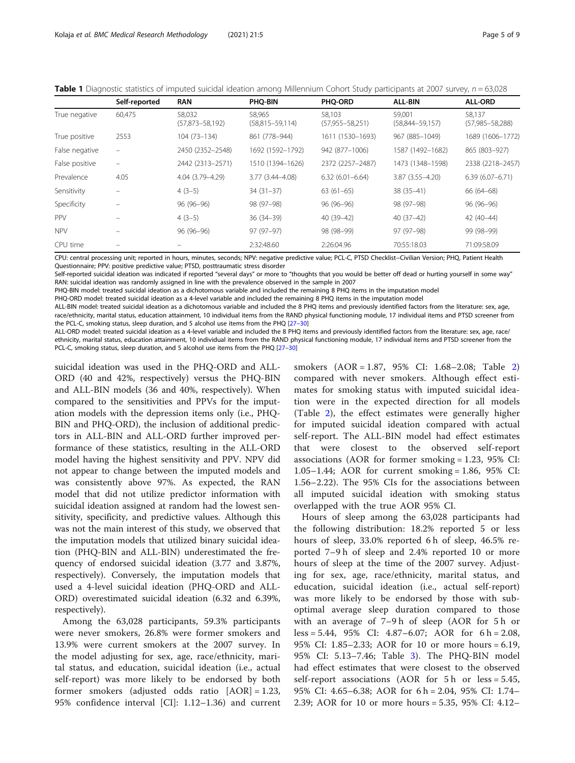**Table 1** Diagnostic statistics of imputed suicidal ideation among Millennium Cohort Study participants at 2007 survey, $n = 63{,}028$

| | Self-reported | RAN | PHQ-BIN | PHQ-ORD | ALL-BIN | ALL-ORD |
|---|---|---|---|---|---|---|
| True negative | 60,475 | 58,032 (57,873–58,192) | 58,965 (58,815–59,114) | 58,103 (57,955–58,251) | 59,001 (58,844–59,157) | 58,137 (57,985–58,288) |
| True positive | 2553 | 104 (73–134) | 861 (778–944) | 1611 (1530–1693) | 967 (885–1049) | 1689 (1606–1772) |
| False negative | – | 2450 (2352–2548) | 1692 (1592–1792) | 942 (877–1006) | 1587 (1492–1682) | 865 (803–927) |
| False positive | – | 2442 (2313–2571) | 1510 (1394–1626) | 2372 (2257–2487) | 1473 (1348–1598) | 2338 (2218–2457) |
| Prevalence | 4.05 | 4.04 (3.79–4.29) | 3.77 (3.44–4.08) | 6.32 (6.01–6.64) | 3.87 (3.55–4.20) | 6.39 (6.07–6.71) |
| Sensitivity | – | 4 (3–5) | 34 (31–37) | 63 (61–65) | 38 (35–41) | 66 (64–68) |
| Specificity | – | 96 (96–96) | 98 (97–98) | 96 (96–96) | 98 (97–98) | 96 (96–96) |
| PPV | – | 4 (3–5) | 36 (34–39) | 40 (39–42) | 40 (37–42) | 42 (40–44) |
| NPV | – | 96 (96–96) | 97 (97–97) | 98 (98–99) | 97 (97–98) | 99 (98–99) |
| CPU time | – | – | 2:32:48.60 | 2:26:04.96 | 70:55:18.03 | 71:09:58.09 |

CPU: central processing unit; reported in hours, minutes, seconds; NPV: negative predictive value; PCL-C, PTSD Checklist–Civilian Version; PHQ, Patient Health Questionnaire; PPV: positive predictive value; PTSD, posttraumatic stress disorder

Self-reported suicidal ideation was indicated if reported "several days" or more to "thoughts that you would be better off dead or hurting yourself in some way"

RAN: suicidal ideation was randomly assigned in line with the prevalence observed in the sample in 2007

PHQ-BIN model: treated suicidal ideation as a dichotomous variable and included the remaining 8 PHQ items in the imputation model

PHQ-ORD model: treated suicidal ideation as a 4-level variable and included the remaining 8 PHQ items in the imputation model

ALL-BIN model: treated suicidal ideation as a dichotomous variable and included the 8 PHQ items and previously identified factors from the literature: sex, age, race/ethnicity, marital status, education attainment, 10 individual items from the RAND physical functioning module, 17 individual items and PTSD screener from the PCL-C, smoking status, sleep duration, and 5 alcohol use items from the PHQ [27–30]

ALL-ORD model: treated suicidal ideation as a 4-level variable and included the 8 PHQ items and previously identified factors from the literature: sex, age, race/ethnicity, marital status, education attainment, 10 individual items from the RAND physical functioning module, 17 individual items and PTSD screener from the PCL-C, smoking status, sleep duration, and 5 alcohol use items from the PHQ [27–30]

suicidal ideation was used in the PHQ-ORD and ALL-ORD (40 and 42%, respectively) versus the PHQ-BIN and ALL-BIN models (36 and 40%, respectively). When compared to the sensitivities and PPVs for the imputation models with the depression items only (i.e., PHQ-BIN and PHQ-ORD), the inclusion of additional predictors in ALL-BIN and ALL-ORD further improved performance of these statistics, resulting in the ALL-ORD model having the highest sensitivity and PPV. NPV did not appear to change between the imputed models and was consistently above 97%. As expected, the RAN model that did not utilize predictor information with suicidal ideation assigned at random had the lowest sensitivity, specificity, and predictive values. Although this was not the main interest of this study, we observed that the imputation models that utilized binary suicidal ideation (PHQ-BIN and ALL-BIN) underestimated the frequency of endorsed suicidal ideation (3.77 and 3.87%, respectively). Conversely, the imputation models that used a 4-level suicidal ideation (PHQ-ORD and ALL-ORD) overestimated suicidal ideation (6.32 and 6.39%, respectively).

Among the 63,028 participants, 59.3% participants were never smokers, 26.8% were former smokers and 13.9% were current smokers at the 2007 survey. In the model adjusting for sex, age, race/ethnicity, marital status, and education, suicidal ideation (i.e., actual self-report) was more likely to be endorsed by both former smokers (adjusted odds ratio [AOR] = 1.23, 95% confidence interval [CI]: 1.12–1.36) and current smokers (AOR = 1.87, 95% CI: 1.68–2.08; Table 2) compared with never smokers. Although effect estimates for smoking status with imputed suicidal ideation were in the expected direction for all models (Table 2), the effect estimates were generally higher for imputed suicidal ideation compared with actual self-report. The ALL-BIN model had effect estimates that were closest to the observed self-report associations (AOR for former smoking = 1.23, 95% CI: 1.05–1.44; AOR for current smoking = 1.86, 95% CI: 1.56–2.22). The 95% CIs for the associations between all imputed suicidal ideation with smoking status overlapped with the true AOR 95% CI.

Hours of sleep among the 63,028 participants had the following distribution: 18.2% reported 5 or less hours of sleep, 33.0% reported 6 h of sleep, 46.5% reported 7–9 h of sleep and 2.4% reported 10 or more hours of sleep at the time of the 2007 survey. Adjusting for sex, age, race/ethnicity, marital status, and education, suicidal ideation (i.e., actual self-report) was more likely to be endorsed by those with suboptimal average sleep duration compared to those with an average of 7–9 h of sleep (AOR for 5 h or less = 5.44, 95% CI: 4.87–6.07; AOR for 6 h = 2.08, 95% CI: 1.85–2.33; AOR for 10 or more hours = 6.19, 95% CI: 5.13–7.46; Table 3). The PHQ-BIN model had effect estimates that were closest to the observed self-report associations (AOR for 5 h or less = 5.45, 95% CI: 4.65–6.38; AOR for 6 h = 2.04, 95% CI: 1.74–2.39; AOR for 10 or more hours = 5.35, 95% CI: 4.12–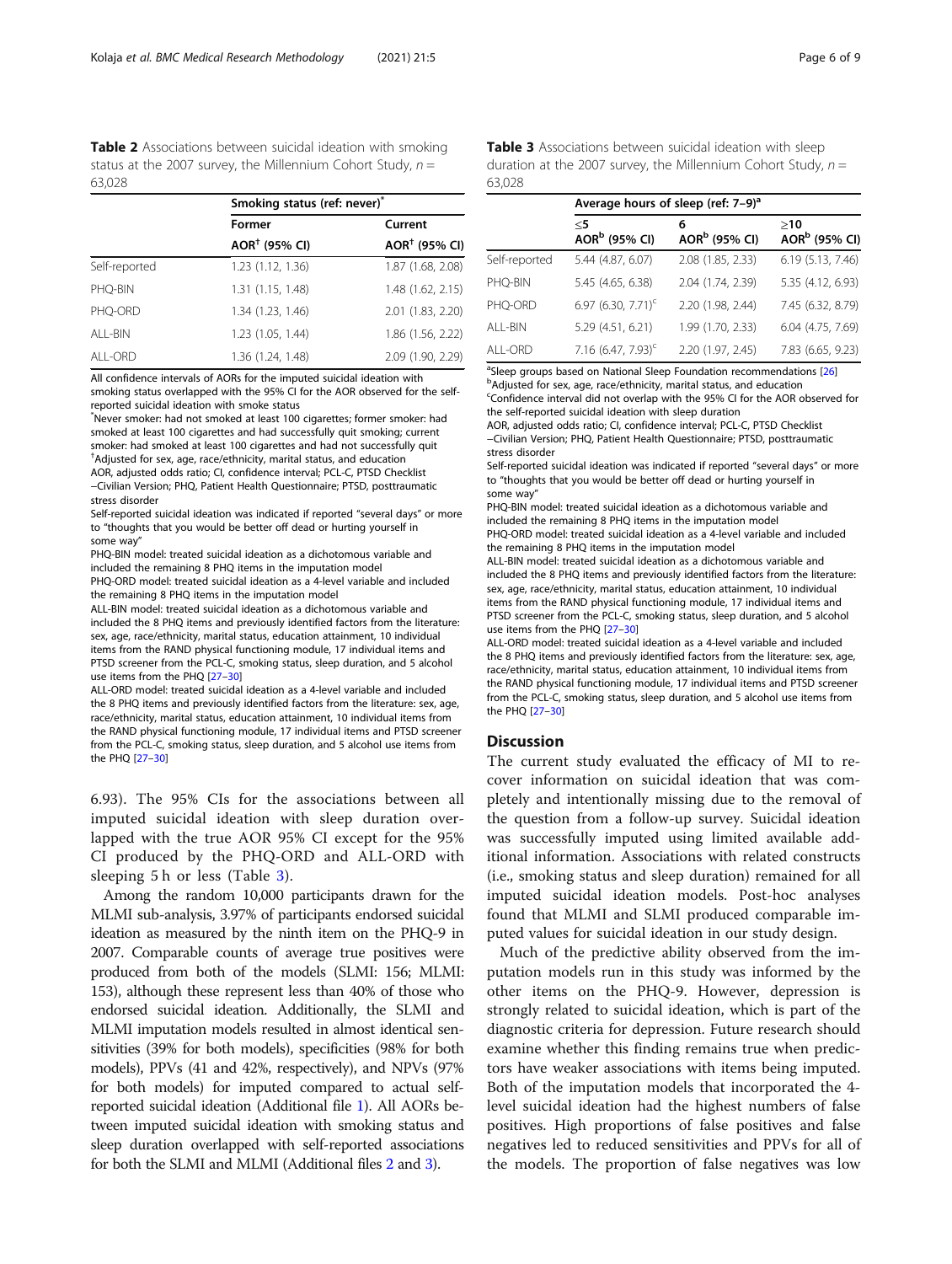**Table 2** Associations between suicidal ideation with smoking status at the 2007 survey, the Millennium Cohort Study, $n$ = 63,028

| | Smoking status (ref: never)[*] | |
|---|---|---|
| | Former | Current |
| | AOR[†] (95% CI) | AOR[†] (95% CI) |
| Self-reported | 1.23 (1.12, 1.36) | 1.87 (1.68, 2.08) |
| PHQ-BIN | 1.31 (1.15, 1.48) | 1.48 (1.62, 2.15) |
| PHQ-ORD | 1.34 (1.23, 1.46) | 2.01 (1.83, 2.20) |
| ALL-BIN | 1.23 (1.05, 1.44) | 1.86 (1.56, 2.22) |
| ALL-ORD | 1.36 (1.24, 1.48) | 2.09 (1.90, 2.29) |

All confidence intervals of AORs for the imputed suicidal ideation with smoking status overlapped with the 95% CI for the AOR observed for the self-reported suicidal ideation with smoke status

[*]Never smoker: had not smoked at least 100 cigarettes; former smoker: had smoked at least 100 cigarettes and had successfully quit smoking; current smoker: had smoked at least 100 cigarettes and had not successfully quit

[†]Adjusted for sex, age, race/ethnicity, marital status, and education

AOR, adjusted odds ratio; CI, confidence interval; PCL-C, PTSD Checklist –Civilian Version; PHQ, Patient Health Questionnaire; PTSD, posttraumatic stress disorder

Self-reported suicidal ideation was indicated if reported "several days" or more to "thoughts that you would be better off dead or hurting yourself in some way"

PHQ-BIN model: treated suicidal ideation as a dichotomous variable and included the remaining 8 PHQ items in the imputation model

PHQ-ORD model: treated suicidal ideation as a 4-level variable and included the remaining 8 PHQ items in the imputation model

ALL-BIN model: treated suicidal ideation as a dichotomous variable and included the 8 PHQ items and previously identified factors from the literature: sex, age, race/ethnicity, marital status, education attainment, 10 individual items from the RAND physical functioning module, 17 individual items and PTSD screener from the PCL-C, smoking status, sleep duration, and 5 alcohol use items from the PHQ [27–30]

ALL-ORD model: treated suicidal ideation as a 4-level variable and included the 8 PHQ items and previously identified factors from the literature: sex, age, race/ethnicity, marital status, education attainment, 10 individual items from the RAND physical functioning module, 17 individual items and PTSD screener from the PCL-C, smoking status, sleep duration, and 5 alcohol use items from the PHQ [27–30]

6.93). The 95% CIs for the associations between all imputed suicidal ideation with sleep duration overlapped with the true AOR 95% CI except for the 95% CI produced by the PHQ-ORD and ALL-ORD with sleeping 5 h or less (Table 3).

Among the random 10,000 participants drawn for the MLMI sub-analysis, 3.97% of participants endorsed suicidal ideation as measured by the ninth item on the PHQ-9 in 2007. Comparable counts of average true positives were produced from both of the models (SLMI: 156; MLMI: 153), although these represent less than 40% of those who endorsed suicidal ideation. Additionally, the SLMI and MLMI imputation models resulted in almost identical sensitivities (39% for both models), specificities (98% for both models), PPVs (41 and 42%, respectively), and NPVs (97% for both models) for imputed compared to actual self-reported suicidal ideation (Additional file 1). All AORs between imputed suicidal ideation with smoking status and sleep duration overlapped with self-reported associations for both the SLMI and MLMI (Additional files 2 and 3).

**Table 3** Associations between suicidal ideation with sleep duration at the 2007 survey, the Millennium Cohort Study, $n$ = 63,028

| | Average hours of sleep (ref: 7–9)[a] | | |
|---|---|---|---|
| | ≤5 AOR[b] (95% CI) | 6 AOR[b] (95% CI) | ≥10 AOR[b] (95% CI) |
| Self-reported | 5.44 (4.87, 6.07) | 2.08 (1.85, 2.33) | 6.19 (5.13, 7.46) |
| PHQ-BIN | 5.45 (4.65, 6.38) | 2.04 (1.74, 2.39) | 5.35 (4.12, 6.93) |
| PHQ-ORD | 6.97 (6.30, 7.71)[c] | 2.20 (1.98, 2.44) | 7.45 (6.32, 8.79) |
| ALL-BIN | 5.29 (4.51, 6.21) | 1.99 (1.70, 2.33) | 6.04 (4.75, 7.69) |
| ALL-ORD | 7.16 (6.47, 7.93)[c] | 2.20 (1.97, 2.45) | 7.83 (6.65, 9.23) |

[a]Sleep groups based on National Sleep Foundation recommendations [26]

[b]Adjusted for sex, age, race/ethnicity, marital status, and education

[c]Confidence interval did not overlap with the 95% CI for the AOR observed for the self-reported suicidal ideation with sleep duration

AOR, adjusted odds ratio; CI, confidence interval; PCL-C, PTSD Checklist –Civilian Version; PHQ, Patient Health Questionnaire; PTSD, posttraumatic stress disorder

Self-reported suicidal ideation was indicated if reported "several days" or more to "thoughts that you would be better off dead or hurting yourself in some way"

PHQ-BIN model: treated suicidal ideation as a dichotomous variable and included the remaining 8 PHQ items in the imputation model

PHQ-ORD model: treated suicidal ideation as a 4-level variable and included the remaining 8 PHQ items in the imputation model

ALL-BIN model: treated suicidal ideation as a dichotomous variable and included the 8 PHQ items and previously identified factors from the literature: sex, age, race/ethnicity, marital status, education attainment, 10 individual items from the RAND physical functioning module, 17 individual items and PTSD screener from the PCL-C, smoking status, sleep duration, and 5 alcohol use items from the PHQ [27–30]

ALL-ORD model: treated suicidal ideation as a 4-level variable and included the 8 PHQ items and previously identified factors from the literature: sex, age, race/ethnicity, marital status, education attainment, 10 individual items from the RAND physical functioning module, 17 individual items and PTSD screener from the PCL-C, smoking status, sleep duration, and 5 alcohol use items from the PHQ [27–30]

## Discussion

The current study evaluated the efficacy of MI to recover information on suicidal ideation that was completely and intentionally missing due to the removal of the question from a follow-up survey. Suicidal ideation was successfully imputed using limited available additional information. Associations with related constructs (i.e., smoking status and sleep duration) remained for all imputed suicidal ideation models. Post-hoc analyses found that MLMI and SLMI produced comparable imputed values for suicidal ideation in our study design.

Much of the predictive ability observed from the imputation models run in this study was informed by the other items on the PHQ-9. However, depression is strongly related to suicidal ideation, which is part of the diagnostic criteria for depression. Future research should examine whether this finding remains true when predictors have weaker associations with items being imputed. Both of the imputation models that incorporated the 4-level suicidal ideation had the highest numbers of false positives. High proportions of false positives and false negatives led to reduced sensitivities and PPVs for all of the models. The proportion of false negatives was low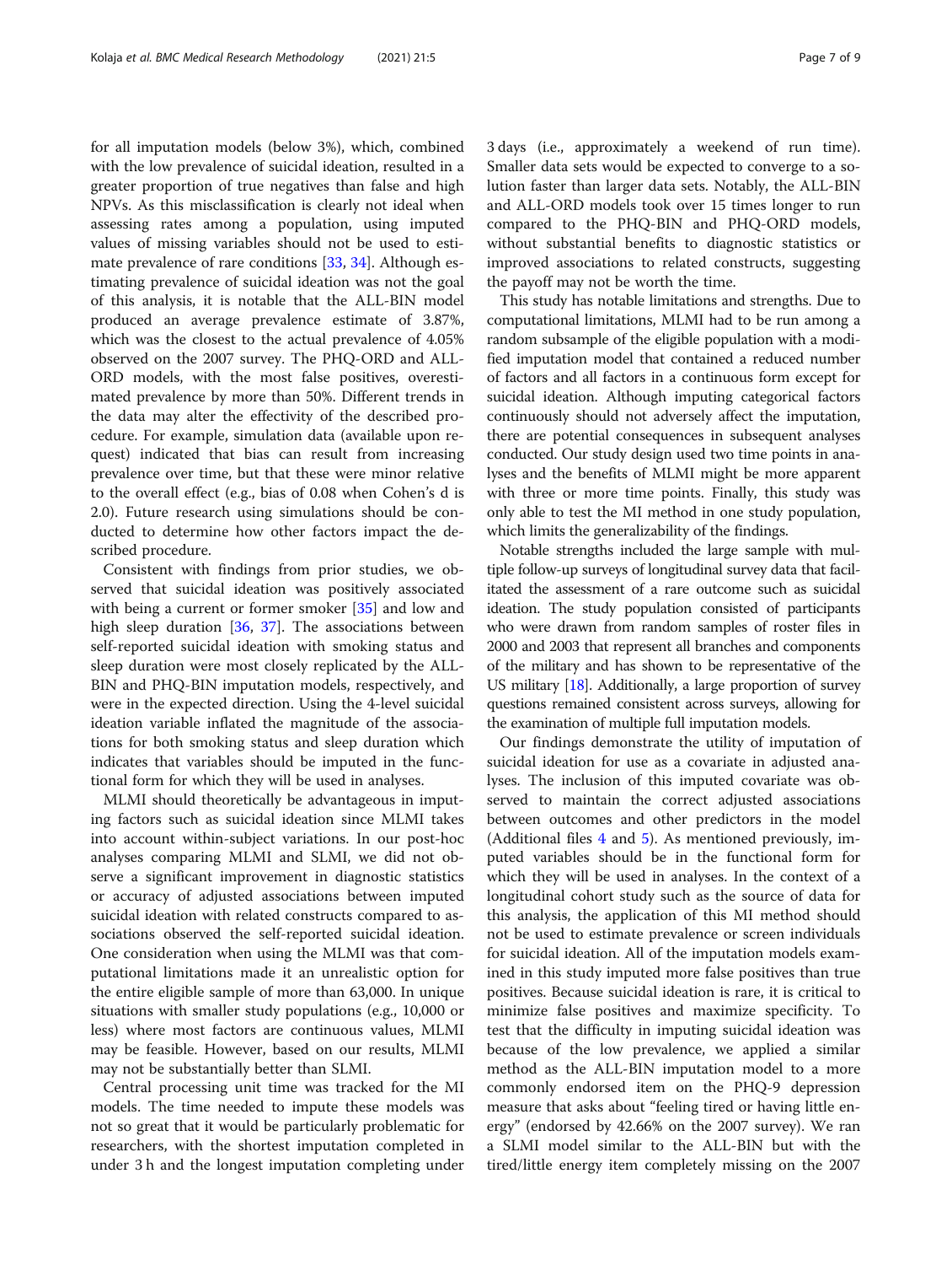for all imputation models (below 3%), which, combined with the low prevalence of suicidal ideation, resulted in a greater proportion of true negatives than false and high NPVs. As this misclassification is clearly not ideal when assessing rates among a population, using imputed values of missing variables should not be used to estimate prevalence of rare conditions [33, 34]. Although estimating prevalence of suicidal ideation was not the goal of this analysis, it is notable that the ALL-BIN model produced an average prevalence estimate of 3.87%, which was the closest to the actual prevalence of 4.05% observed on the 2007 survey. The PHQ-ORD and ALL-ORD models, with the most false positives, overestimated prevalence by more than 50%. Different trends in the data may alter the effectivity of the described procedure. For example, simulation data (available upon request) indicated that bias can result from increasing prevalence over time, but that these were minor relative to the overall effect (e.g., bias of 0.08 when Cohen's d is 2.0). Future research using simulations should be conducted to determine how other factors impact the described procedure.

Consistent with findings from prior studies, we observed that suicidal ideation was positively associated with being a current or former smoker [35] and low and high sleep duration [36, 37]. The associations between self-reported suicidal ideation with smoking status and sleep duration were most closely replicated by the ALL-BIN and PHQ-BIN imputation models, respectively, and were in the expected direction. Using the 4-level suicidal ideation variable inflated the magnitude of the associations for both smoking status and sleep duration which indicates that variables should be imputed in the functional form for which they will be used in analyses.

MLMI should theoretically be advantageous in imputing factors such as suicidal ideation since MLMI takes into account within-subject variations. In our post-hoc analyses comparing MLMI and SLMI, we did not observe a significant improvement in diagnostic statistics or accuracy of adjusted associations between imputed suicidal ideation with related constructs compared to associations observed the self-reported suicidal ideation. One consideration when using the MLMI was that computational limitations made it an unrealistic option for the entire eligible sample of more than 63,000. In unique situations with smaller study populations (e.g., 10,000 or less) where most factors are continuous values, MLMI may be feasible. However, based on our results, MLMI may not be substantially better than SLMI.

Central processing unit time was tracked for the MI models. The time needed to impute these models was not so great that it would be particularly problematic for researchers, with the shortest imputation completed in under 3 h and the longest imputation completing under 3 days (i.e., approximately a weekend of run time). Smaller data sets would be expected to converge to a solution faster than larger data sets. Notably, the ALL-BIN and ALL-ORD models took over 15 times longer to run compared to the PHQ-BIN and PHQ-ORD models, without substantial benefits to diagnostic statistics or improved associations to related constructs, suggesting the payoff may not be worth the time.

This study has notable limitations and strengths. Due to computational limitations, MLMI had to be run among a random subsample of the eligible population with a modified imputation model that contained a reduced number of factors and all factors in a continuous form except for suicidal ideation. Although imputing categorical factors continuously should not adversely affect the imputation, there are potential consequences in subsequent analyses conducted. Our study design used two time points in analyses and the benefits of MLMI might be more apparent with three or more time points. Finally, this study was only able to test the MI method in one study population, which limits the generalizability of the findings.

Notable strengths included the large sample with multiple follow-up surveys of longitudinal survey data that facilitated the assessment of a rare outcome such as suicidal ideation. The study population consisted of participants who were drawn from random samples of roster files in 2000 and 2003 that represent all branches and components of the military and has shown to be representative of the US military [18]. Additionally, a large proportion of survey questions remained consistent across surveys, allowing for the examination of multiple full imputation models.

Our findings demonstrate the utility of imputation of suicidal ideation for use as a covariate in adjusted analyses. The inclusion of this imputed covariate was observed to maintain the correct adjusted associations between outcomes and other predictors in the model (Additional files 4 and 5). As mentioned previously, imputed variables should be in the functional form for which they will be used in analyses. In the context of a longitudinal cohort study such as the source of data for this analysis, the application of this MI method should not be used to estimate prevalence or screen individuals for suicidal ideation. All of the imputation models examined in this study imputed more false positives than true positives. Because suicidal ideation is rare, it is critical to minimize false positives and maximize specificity. To test that the difficulty in imputing suicidal ideation was because of the low prevalence, we applied a similar method as the ALL-BIN imputation model to a more commonly endorsed item on the PHQ-9 depression measure that asks about "feeling tired or having little energy" (endorsed by 42.66% on the 2007 survey). We ran a SLMI model similar to the ALL-BIN but with the tired/little energy item completely missing on the 2007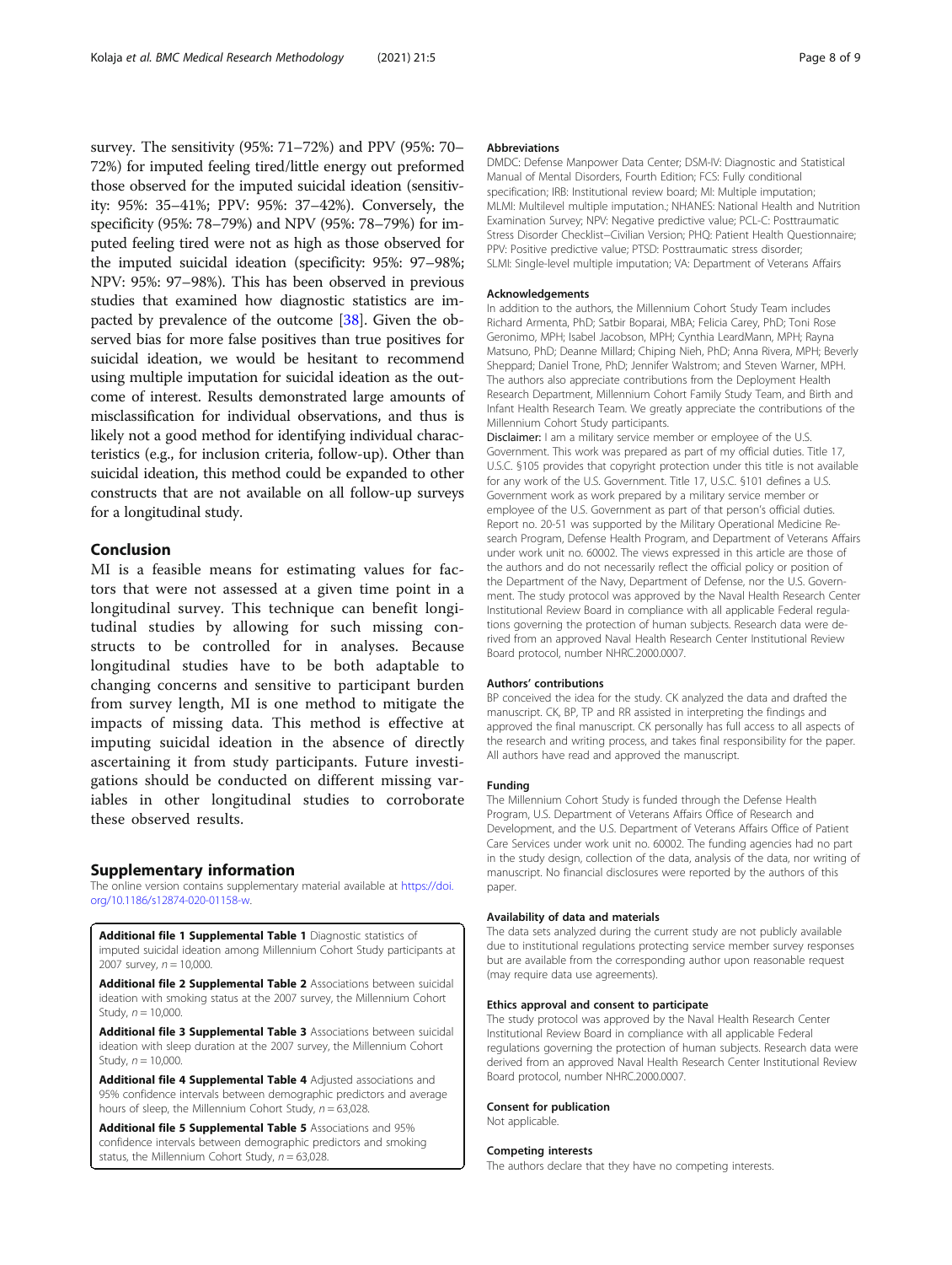survey. The sensitivity (95%: 71–72%) and PPV (95%: 70–72%) for imputed feeling tired/little energy out preformed those observed for the imputed suicidal ideation (sensitivity: 95%: 35–41%; PPV: 95%: 37–42%). Conversely, the specificity (95%: 78–79%) and NPV (95%: 78–79%) for imputed feeling tired were not as high as those observed for the imputed suicidal ideation (specificity: 95%: 97–98%; NPV: 95%: 97–98%). This has been observed in previous studies that examined how diagnostic statistics are impacted by prevalence of the outcome [38]. Given the observed bias for more false positives than true positives for suicidal ideation, we would be hesitant to recommend using multiple imputation for suicidal ideation as the outcome of interest. Results demonstrated large amounts of misclassification for individual observations, and thus is likely not a good method for identifying individual characteristics (e.g., for inclusion criteria, follow-up). Other than suicidal ideation, this method could be expanded to other constructs that are not available on all follow-up surveys for a longitudinal study.

## Conclusion

MI is a feasible means for estimating values for factors that were not assessed at a given time point in a longitudinal survey. This technique can benefit longitudinal studies by allowing for such missing constructs to be controlled for in analyses. Because longitudinal studies have to be both adaptable to changing concerns and sensitive to participant burden from survey length, MI is one method to mitigate the impacts of missing data. This method is effective at imputing suicidal ideation in the absence of directly ascertaining it from study participants. Future investigations should be conducted on different missing variables in other longitudinal studies to corroborate these observed results.

## Supplementary information

The online version contains supplementary material available at https://doi.org/10.1186/s12874-020-01158-w.

**Additional file 1 Supplemental Table 1** Diagnostic statistics of imputed suicidal ideation among Millennium Cohort Study participants at 2007 survey, n = 10,000.

**Additional file 2 Supplemental Table 2** Associations between suicidal ideation with smoking status at the 2007 survey, the Millennium Cohort Study, n = 10,000.

**Additional file 3 Supplemental Table 3** Associations between suicidal ideation with sleep duration at the 2007 survey, the Millennium Cohort Study, n = 10,000.

**Additional file 4 Supplemental Table 4** Adjusted associations and 95% confidence intervals between demographic predictors and average hours of sleep, the Millennium Cohort Study, n = 63,028.

**Additional file 5 Supplemental Table 5** Associations and 95% confidence intervals between demographic predictors and smoking status, the Millennium Cohort Study, n = 63,028.

### Abbreviations

DMDC: Defense Manpower Data Center; DSM-IV: Diagnostic and Statistical Manual of Mental Disorders, Fourth Edition; FCS: Fully conditional specification; IRB: Institutional review board; MI: Multiple imputation; MLMI: Multilevel multiple imputation.; NHANES: National Health and Nutrition Examination Survey; NPV: Negative predictive value; PCL-C: Posttraumatic Stress Disorder Checklist–Civilian Version; PHQ: Patient Health Questionnaire; PPV: Positive predictive value; PTSD: Posttraumatic stress disorder; SLMI: Single-level multiple imputation; VA: Department of Veterans Affairs

### Acknowledgements

In addition to the authors, the Millennium Cohort Study Team includes Richard Armenta, PhD; Satbir Boparai, MBA; Felicia Carey, PhD; Toni Rose Geronimo, MPH; Isabel Jacobson, MPH; Cynthia LeardMann, MPH; Rayna Matsuno, PhD; Deanne Millard; Chiping Nieh, PhD; Anna Rivera, MPH; Beverly Sheppard; Daniel Trone, PhD; Jennifer Walstrom; and Steven Warner, MPH. The authors also appreciate contributions from the Deployment Health Research Department, Millennium Cohort Family Study Team, and Birth and Infant Health Research Team. We greatly appreciate the contributions of the Millennium Cohort Study participants.

**Disclaimer:** I am a military service member or employee of the U.S. Government. This work was prepared as part of my official duties. Title 17, U.S.C. §105 provides that copyright protection under this title is not available for any work of the U.S. Government. Title 17, U.S.C. §101 defines a U.S. Government work as work prepared by a military service member or employee of the U.S. Government as part of that person's official duties. Report no. 20-51 was supported by the Military Operational Medicine Research Program, Defense Health Program, and Department of Veterans Affairs under work unit no. 60002. The views expressed in this article are those of the authors and do not necessarily reflect the official policy or position of the Department of the Navy, Department of Defense, nor the U.S. Government. The study protocol was approved by the Naval Health Research Center Institutional Review Board in compliance with all applicable Federal regulations governing the protection of human subjects. Research data were derived from an approved Naval Health Research Center Institutional Review Board protocol, number NHRC.2000.0007.

### Authors' contributions

BP conceived the idea for the study. CK analyzed the data and drafted the manuscript. CK, BP, TP and RR assisted in interpreting the findings and approved the final manuscript. CK personally has full access to all aspects of the research and writing process, and takes final responsibility for the paper. All authors have read and approved the manuscript.

### Funding

The Millennium Cohort Study is funded through the Defense Health Program, U.S. Department of Veterans Affairs Office of Research and Development, and the U.S. Department of Veterans Affairs Office of Patient Care Services under work unit no. 60002. The funding agencies had no part in the study design, collection of the data, analysis of the data, nor writing of manuscript. No financial disclosures were reported by the authors of this paper.

### Availability of data and materials

The data sets analyzed during the current study are not publicly available due to institutional regulations protecting service member survey responses but are available from the corresponding author upon reasonable request (may require data use agreements).

### Ethics approval and consent to participate

The study protocol was approved by the Naval Health Research Center Institutional Review Board in compliance with all applicable Federal regulations governing the protection of human subjects. Research data were derived from an approved Naval Health Research Center Institutional Review Board protocol, number NHRC.2000.0007.

### Consent for publication

Not applicable.

### Competing interests

The authors declare that they have no competing interests.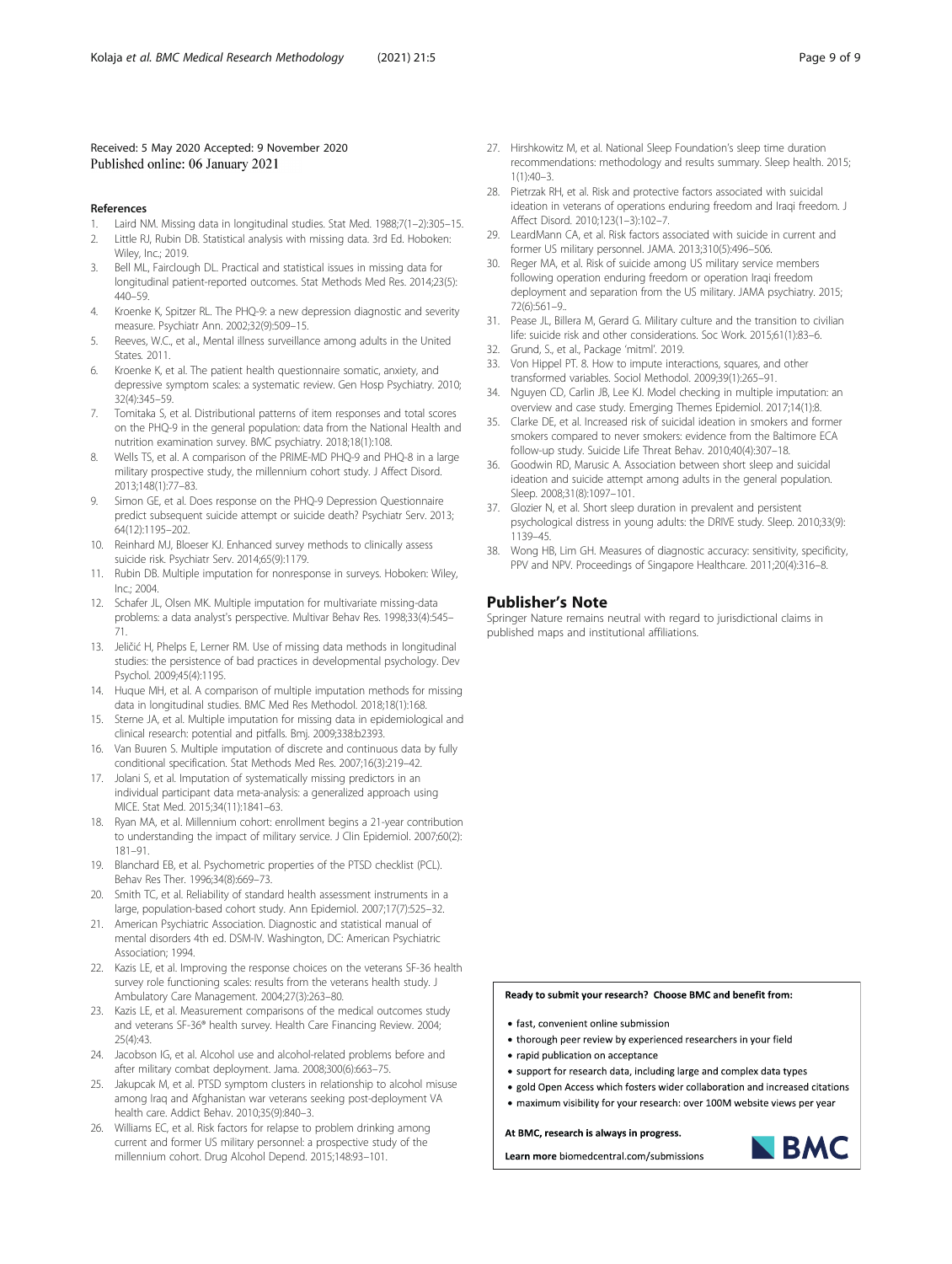Received: 5 May 2020 Accepted: 9 November 2020
Published online: 06 January 2021

## References

1. Laird NM. Missing data in longitudinal studies. Stat Med. 1988;7(1–2):305–15.
2. Little RJ, Rubin DB. Statistical analysis with missing data. 3rd Ed. Hoboken: Wiley, Inc.; 2019.
3. Bell ML, Fairclough DL. Practical and statistical issues in missing data for longitudinal patient-reported outcomes. Stat Methods Med Res. 2014;23(5): 440–59.
4. Kroenke K, Spitzer RL. The PHQ-9: a new depression diagnostic and severity measure. Psychiatr Ann. 2002;32(9):509–15.
5. Reeves, W.C., et al., Mental illness surveillance among adults in the United States. 2011.
6. Kroenke K, et al. The patient health questionnaire somatic, anxiety, and depressive symptom scales: a systematic review. Gen Hosp Psychiatry. 2010; 32(4):345–59.
7. Tomitaka S, et al. Distributional patterns of item responses and total scores on the PHQ-9 in the general population: data from the National Health and nutrition examination survey. BMC psychiatry. 2018;18(1):108.
8. Wells TS, et al. A comparison of the PRIME-MD PHQ-9 and PHQ-8 in a large military prospective study, the millennium cohort study. J Affect Disord. 2013;148(1):77–83.
9. Simon GE, et al. Does response on the PHQ-9 Depression Questionnaire predict subsequent suicide attempt or suicide death? Psychiatr Serv. 2013; 64(12):1195–202.
10. Reinhard MJ, Bloeser KJ. Enhanced survey methods to clinically assess suicide risk. Psychiatr Serv. 2014;65(9):1179.
11. Rubin DB. Multiple imputation for nonresponse in surveys. Hoboken: Wiley, Inc.; 2004.
12. Schafer JL, Olsen MK. Multiple imputation for multivariate missing-data problems: a data analyst's perspective. Multivar Behav Res. 1998;33(4):545–71.
13. Jeličić H, Phelps E, Lerner RM. Use of missing data methods in longitudinal studies: the persistence of bad practices in developmental psychology. Dev Psychol. 2009;45(4):1195.
14. Huque MH, et al. A comparison of multiple imputation methods for missing data in longitudinal studies. BMC Med Res Methodol. 2018;18(1):168.
15. Sterne JA, et al. Multiple imputation for missing data in epidemiological and clinical research: potential and pitfalls. Bmj. 2009;338:b2393.
16. Van Buuren S. Multiple imputation of discrete and continuous data by fully conditional specification. Stat Methods Med Res. 2007;16(3):219–42.
17. Jolani S, et al. Imputation of systematically missing predictors in an individual participant data meta-analysis: a generalized approach using MICE. Stat Med. 2015;34(11):1841–63.
18. Ryan MA, et al. Millennium cohort: enrollment begins a 21-year contribution to understanding the impact of military service. J Clin Epidemiol. 2007;60(2): 181–91.
19. Blanchard EB, et al. Psychometric properties of the PTSD checklist (PCL). Behav Res Ther. 1996;34(8):669–73.
20. Smith TC, et al. Reliability of standard health assessment instruments in a large, population-based cohort study. Ann Epidemiol. 2007;17(7):525–32.
21. American Psychiatric Association. Diagnostic and statistical manual of mental disorders 4th ed. DSM-IV. Washington, DC: American Psychiatric Association; 1994.
22. Kazis LE, et al. Improving the response choices on the veterans SF-36 health survey role functioning scales: results from the veterans health study. J Ambulatory Care Management. 2004;27(3):263–80.
23. Kazis LE, et al. Measurement comparisons of the medical outcomes study and veterans SF-36® health survey. Health Care Financing Review. 2004; 25(4):43.
24. Jacobson IG, et al. Alcohol use and alcohol-related problems before and after military combat deployment. Jama. 2008;300(6):663–75.
25. Jakupcak M, et al. PTSD symptom clusters in relationship to alcohol misuse among Iraq and Afghanistan war veterans seeking post-deployment VA health care. Addict Behav. 2010;35(9):840–3.
26. Williams EC, et al. Risk factors for relapse to problem drinking among current and former US military personnel: a prospective study of the millennium cohort. Drug Alcohol Depend. 2015;148:93–101.
27. Hirshkowitz M, et al. National Sleep Foundation's sleep time duration recommendations: methodology and results summary. Sleep health. 2015; 1(1):40–3.
28. Pietrzak RH, et al. Risk and protective factors associated with suicidal ideation in veterans of operations enduring freedom and Iraqi freedom. J Affect Disord. 2010;123(1–3):102–7.
29. LeardMann CA, et al. Risk factors associated with suicide in current and former US military personnel. JAMA. 2013;310(5):496–506.
30. Reger MA, et al. Risk of suicide among US military service members following operation enduring freedom or operation Iraqi freedom deployment and separation from the US military. JAMA psychiatry. 2015; 72(6):561–9..
31. Pease JL, Billera M, Gerard G. Military culture and the transition to civilian life: suicide risk and other considerations. Soc Work. 2015;61(1):83–6.
32. Grund, S., et al., Package 'mitml'. 2019.
33. Von Hippel PT. 8. How to impute interactions, squares, and other transformed variables. Sociol Methodol. 2009;39(1):265–91.
34. Nguyen CD, Carlin JB, Lee KJ. Model checking in multiple imputation: an overview and case study. Emerging Themes Epidemiol. 2017;14(1):8.
35. Clarke DE, et al. Increased risk of suicidal ideation in smokers and former smokers compared to never smokers: evidence from the Baltimore ECA follow-up study. Suicide Life Threat Behav. 2010;40(4):307–18.
36. Goodwin RD, Marusic A. Association between short sleep and suicidal ideation and suicide attempt among adults in the general population. Sleep. 2008;31(8):1097–101.
37. Glozier N, et al. Short sleep duration in prevalent and persistent psychological distress in young adults: the DRIVE study. Sleep. 2010;33(9): 1139–45.
38. Wong HB, Lim GH. Measures of diagnostic accuracy: sensitivity, specificity, PPV and NPV. Proceedings of Singapore Healthcare. 2011;20(4):316–8.

## Publisher's Note

Springer Nature remains neutral with regard to jurisdictional claims in published maps and institutional affiliations.

**Ready to submit your research? Choose BMC and benefit from:**

- fast, convenient online submission
- thorough peer review by experienced researchers in your field
- rapid publication on acceptance
- support for research data, including large and complex data types
- gold Open Access which fosters wider collaboration and increased citations
- maximum visibility for your research: over 100M website views per year

**At BMC, research is always in progress.**

**Learn more** biomedcentral.com/submissions

BMC